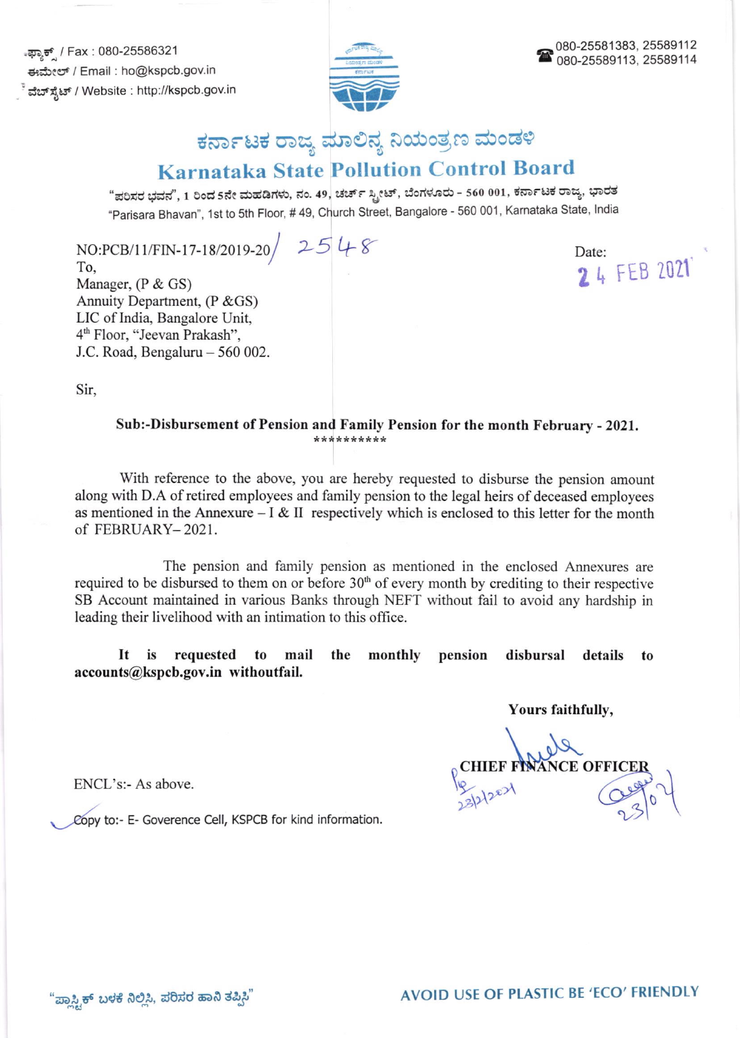ಫ್ಯಾಕ್ಸ್ / Fax : 080-25586321
ಈಮೇಲ್ / Email : ho@kspcb.gov.in
ವೆಬ್‌ಸೈಟ್ / Website : http://kspcb.gov.in

080-25581383, 25589112
080-25589113, 25589114

# ಕರ್ನಾಟಕ ರಾಜ್ಯ ಮಾಲಿನ್ಯ ನಿಯಂತ್ರಣ ಮಂಡಳಿ

# Karnataka State Pollution Control Board

"ಪರಿಸರ ಭವನ", 1 ರಿಂದ 5ನೇ ಮಹಡಿಗಳು, ನಂ. 49, ಚರ್ಚ್ ಸ್ಟ್ರೀಟ್, ಬೆಂಗಳೂರು - 560 001, ಕರ್ನಾಟಕ ರಾಜ್ಯ, ಭಾರತ
"Parisara Bhavan", 1st to 5th Floor, # 49, Church Street, Bangalore - 560 001, Karnataka State, India

NO:PCB/11/FIN-17-18/2019-20/ 2548

Date: 24 FEB 2021

To,
Manager, (P & GS)
Annuity Department, (P &GS)
LIC of India, Bangalore Unit,
4th Floor, "Jeevan Prakash",
J.C. Road, Bengaluru – 560 002.

Sir,

**Sub:-Disbursement of Pension and Family Pension for the month February - 2021.**

**********

With reference to the above, you are hereby requested to disburse the pension amount along with D.A of retired employees and family pension to the legal heirs of deceased employees as mentioned in the Annexure – I & II respectively which is enclosed to this letter for the month of FEBRUARY– 2021.

The pension and family pension as mentioned in the enclosed Annexures are required to be disbursed to them on or before 30th of every month by crediting to their respective SB Account maintained in various Banks through NEFT without fail to avoid any hardship in leading their livelihood with an intimation to this office.

**It is requested to mail the monthly pension disbursal details to accounts@kspcb.gov.in withoutfail.**

**Yours faithfully,**

**CHIEF FINANCE OFFICER**

23/2/2021

23/02

ENCL's:- As above.

Copy to:- E- Goverence Cell, KSPCB for kind information.

"ಪ್ಲಾಸ್ಟಿಕ್ ಬಳಕೆ ನಿಲ್ಲಿಸಿ, ಪರಿಸರ ಹಾನಿ ತಪ್ಪಿಸಿ"

AVOID USE OF PLASTIC BE 'ECO' FRIENDLY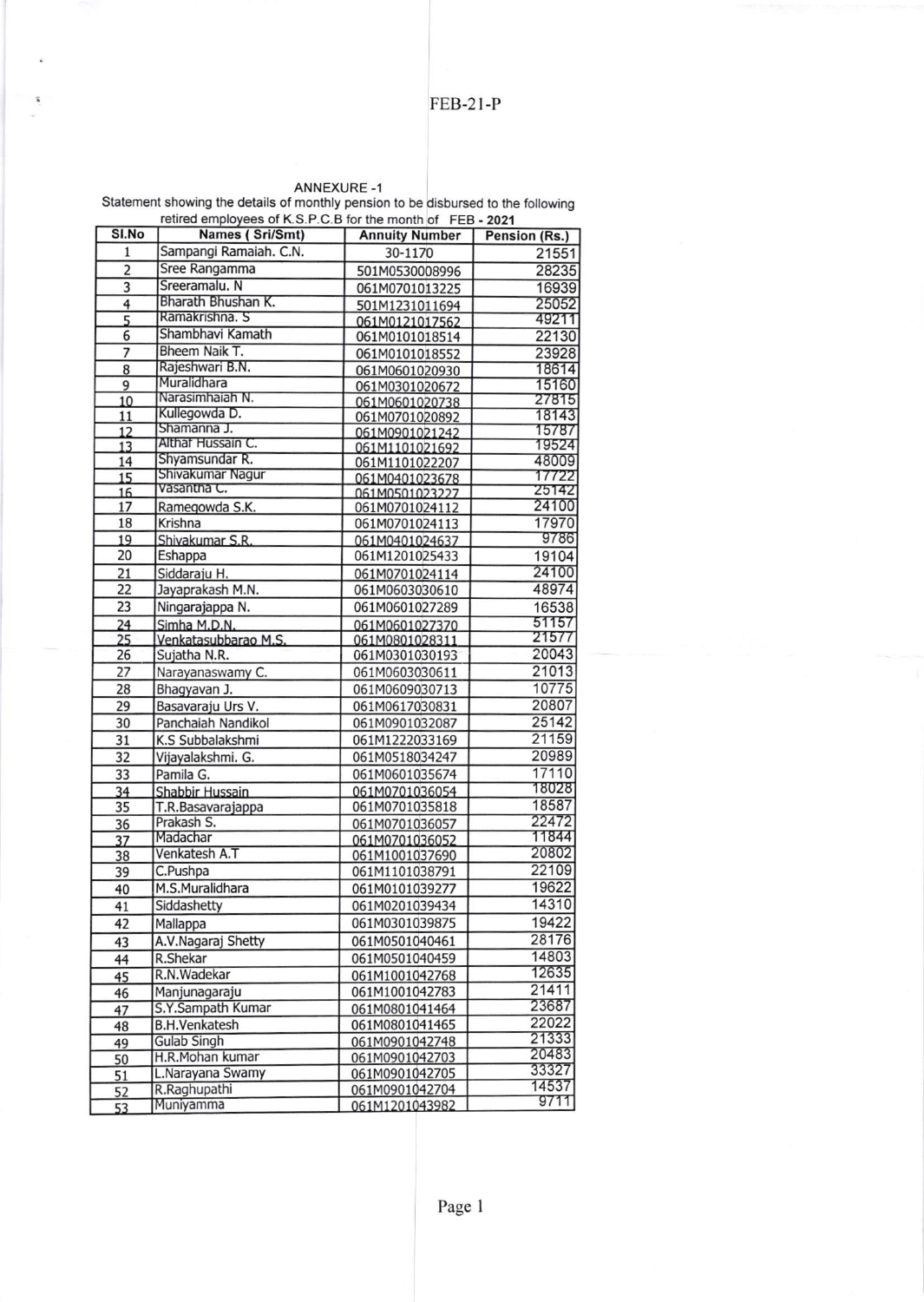FEB-21-P

ANNEXURE -1

Statement showing the details of monthly pension to be disbursed to the following retired employees of K.S.P.C.B for the month of FEB - 2021

| Sl.No | Names ( Sri/Smt) | Annuity Number | Pension (Rs.) |
|---|---|---|---|
| 1 | Sampangi Ramaiah. C.N. | 30-1170 | 21551 |
| 2 | Sree Rangamma | 501M0530008996 | 28235 |
| 3 | Sreeramalu. N | 061M0701013225 | 16939 |
| 4 | Bharath Bhushan K. | 501M1231011694 | 25052 |
| 5 | Ramakrishna. S | 061M0121017562 | 49211 |
| 6 | Shambhavi Kamath | 061M0101018514 | 22130 |
| 7 | Bheem Naik T. | 061M0101018552 | 23928 |
| 8 | Rajeshwari B.N. | 061M0601020930 | 18614 |
| 9 | Muralidhara | 061M0301020672 | 15160 |
| 10 | Narasimhaiah N. | 061M0601020738 | 27815 |
| 11 | Kullegowda D. | 061M0701020892 | 18143 |
| 12 | Shamanna J. | 061M0901021242 | 15787 |
| 13 | Althaf Hussain C. | 061M1101021692 | 19524 |
| 14 | Shyamsundar R. | 061M1101022207 | 48009 |
| 15 | Shivakumar Nagur | 061M0401023678 | 17722 |
| 16 | Vasantha C. | 061M0501023227 | 25142 |
| 17 | Ramegowda S.K. | 061M0701024112 | 24100 |
| 18 | Krishna | 061M0701024113 | 17970 |
| 19 | Shivakumar S.R. | 061M0401024637 | 9786 |
| 20 | Eshappa | 061M1201025433 | 19104 |
| 21 | Siddaraju H. | 061M0701024114 | 24100 |
| 22 | Jayaprakash M.N. | 061M0603030610 | 48974 |
| 23 | Ningarajappa N. | 061M0601027289 | 16538 |
| 24 | Simha M.D.N. | 061M0601027370 | 51157 |
| 25 | Venkatasubbarao M.S. | 061M0801028311 | 21577 |
| 26 | Sujatha N.R. | 061M0301030193 | 20043 |
| 27 | Narayanaswamy C. | 061M0603030611 | 21013 |
| 28 | Bhagyavan J. | 061M0609030713 | 10775 |
| 29 | Basavaraju Urs V. | 061M0617030831 | 20807 |
| 30 | Panchaiah Nandikol | 061M0901032087 | 25142 |
| 31 | K.S Subbalakshmi | 061M1222033169 | 21159 |
| 32 | Vijayalakshmi. G. | 061M0518034247 | 20989 |
| 33 | Pamila G. | 061M0601035674 | 17110 |
| 34 | Shabbir Hussain | 061M0701036054 | 18028 |
| 35 | T.R.Basavarajappa | 061M0701035818 | 18587 |
| 36 | Prakash S. | 061M0701036057 | 22472 |
| 37 | Madachar | 061M0701036052 | 11844 |
| 38 | Venkatesh A.T | 061M1001037690 | 20802 |
| 39 | C.Pushpa | 061M1101038791 | 22109 |
| 40 | M.S.Muralidhara | 061M0101039277 | 19622 |
| 41 | Siddashetty | 061M0201039434 | 14310 |
| 42 | Mallappa | 061M0301039875 | 19422 |
| 43 | A.V.Nagaraj Shetty | 061M0501040461 | 28176 |
| 44 | R.Shekar | 061M0501040459 | 14803 |
| 45 | R.N.Wadekar | 061M1001042768 | 12635 |
| 46 | Manjunagaraju | 061M1001042783 | 21411 |
| 47 | S.Y.Sampath Kumar | 061M0801041464 | 23687 |
| 48 | B.H.Venkatesh | 061M0801041465 | 22022 |
| 49 | Gulab Singh | 061M0901042748 | 21333 |
| 50 | H.R.Mohan kumar | 061M0901042703 | 20483 |
| 51 | L.Narayana Swamy | 061M0901042705 | 33327 |
| 52 | R.Raghupathi | 061M0901042704 | 14537 |
| 53 | Muniyamma | 061M1201043982 | 9711 |